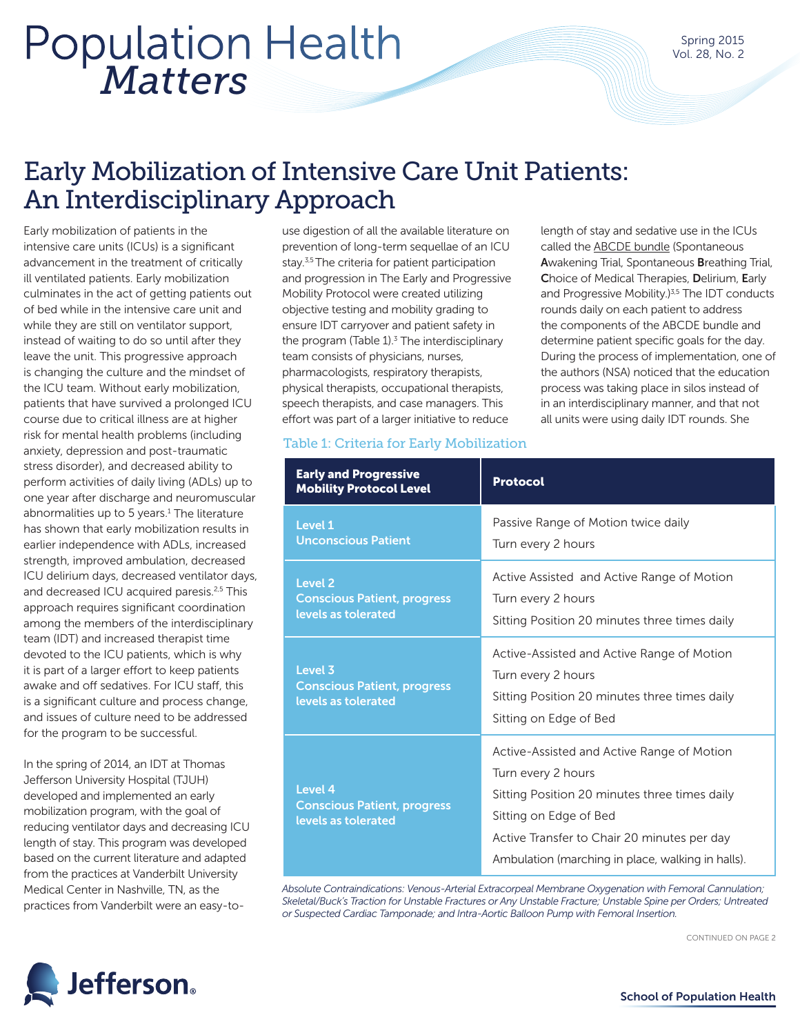# Population Health *Matters*

Spring 2015
Vol. 28, No. 2

## Early Mobilization of Intensive Care Unit Patients: An Interdisciplinary Approach

Early mobilization of patients in the intensive care units (ICUs) is a significant advancement in the treatment of critically ill ventilated patients. Early mobilization culminates in the act of getting patients out of bed while in the intensive care unit and while they are still on ventilator support, instead of waiting to do so until after they leave the unit. This progressive approach is changing the culture and the mindset of the ICU team. Without early mobilization, patients that have survived a prolonged ICU course due to critical illness are at higher risk for mental health problems (including anxiety, depression and post-traumatic stress disorder), and decreased ability to perform activities of daily living (ADLs) up to one year after discharge and neuromuscular abnormalities up to 5 years.[1] The literature has shown that early mobilization results in earlier independence with ADLs, increased strength, improved ambulation, decreased ICU delirium days, decreased ventilator days, and decreased ICU acquired paresis.[2,5] This approach requires significant coordination among the members of the interdisciplinary team (IDT) and increased therapist time devoted to the ICU patients, which is why it is part of a larger effort to keep patients awake and off sedatives. For ICU staff, this is a significant culture and process change, and issues of culture need to be addressed for the program to be successful.

In the spring of 2014, an IDT at Thomas Jefferson University Hospital (TJUH) developed and implemented an early mobilization program, with the goal of reducing ventilator days and decreasing ICU length of stay. This program was developed based on the current literature and adapted from the practices at Vanderbilt University Medical Center in Nashville, TN, as the practices from Vanderbilt were an easy-to-use digestion of all the available literature on prevention of long-term sequellae of an ICU stay.[3,5] The criteria for patient participation and progression in The Early and Progressive Mobility Protocol were created utilizing objective testing and mobility grading to ensure IDT carryover and patient safety in the program (Table 1).[3] The interdisciplinary team consists of physicians, nurses, pharmacologists, respiratory therapists, physical therapists, occupational therapists, speech therapists, and case managers. This effort was part of a larger initiative to reduce length of stay and sedative use in the ICUs called the ABCDE bundle (Spontaneous **A**wakening Trial, Spontaneous **B**reathing Trial, **C**hoice of Medical Therapies, **D**elirium, **E**arly and Progressive Mobility.)[3,5] The IDT conducts rounds daily on each patient to address the components of the ABCDE bundle and determine patient specific goals for the day. During the process of implementation, one of the authors (NSA) noticed that the education process was taking place in silos instead of in an interdisciplinary manner, and that not all units were using daily IDT rounds. She

### Table 1: Criteria for Early Mobilization

| Early and Progressive Mobility Protocol Level | Protocol |
| --- | --- |
| **Level 1**<br>**Unconscious Patient** | Passive Range of Motion twice daily<br>Turn every 2 hours |
| **Level 2**<br>**Conscious Patient, progress levels as tolerated** | Active Assisted and Active Range of Motion<br>Turn every 2 hours<br>Sitting Position 20 minutes three times daily |
| **Level 3**<br>**Conscious Patient, progress levels as tolerated** | Active-Assisted and Active Range of Motion<br>Turn every 2 hours<br>Sitting Position 20 minutes three times daily<br>Sitting on Edge of Bed |
| **Level 4**<br>**Conscious Patient, progress levels as tolerated** | Active-Assisted and Active Range of Motion<br>Turn every 2 hours<br>Sitting Position 20 minutes three times daily<br>Sitting on Edge of Bed<br>Active Transfer to Chair 20 minutes per day<br>Ambulation (marching in place, walking in halls). |

*Absolute Contraindications: Venous-Arterial Extracorpeal Membrane Oxygenation with Femoral Cannulation; Skeletal/Buck's Traction for Unstable Fractures or Any Unstable Fracture; Unstable Spine per Orders; Untreated or Suspected Cardiac Tamponade; and Intra-Aortic Balloon Pump with Femoral Insertion.*

CONTINUED ON PAGE 2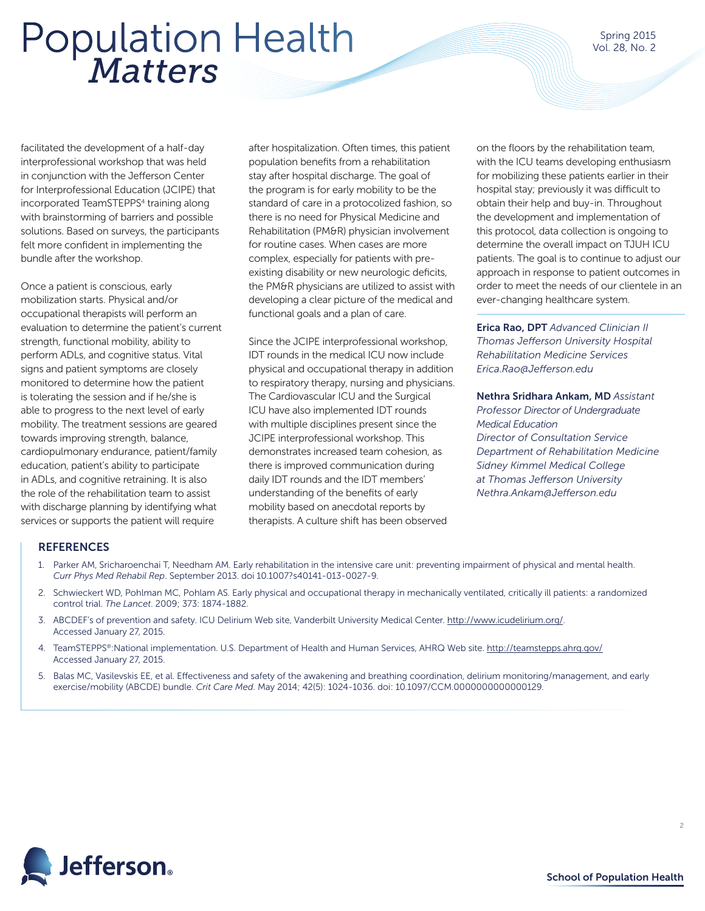facilitated the development of a half-day interprofessional workshop that was held in conjunction with the Jefferson Center for Interprofessional Education (JCIPE) that incorporated TeamSTEPPS[4] training along with brainstorming of barriers and possible solutions. Based on surveys, the participants felt more confident in implementing the bundle after the workshop.

Once a patient is conscious, early mobilization starts. Physical and/or occupational therapists will perform an evaluation to determine the patient's current strength, functional mobility, ability to perform ADLs, and cognitive status. Vital signs and patient symptoms are closely monitored to determine how the patient is tolerating the session and if he/she is able to progress to the next level of early mobility. The treatment sessions are geared towards improving strength, balance, cardiopulmonary endurance, patient/family education, patient's ability to participate in ADLs, and cognitive retraining. It is also the role of the rehabilitation team to assist with discharge planning by identifying what services or supports the patient will require after hospitalization. Often times, this patient population benefits from a rehabilitation stay after hospital discharge. The goal of the program is for early mobility to be the standard of care in a protocolized fashion, so there is no need for Physical Medicine and Rehabilitation (PM&R) physician involvement for routine cases. When cases are more complex, especially for patients with pre-existing disability or new neurologic deficits, the PM&R physicians are utilized to assist with developing a clear picture of the medical and functional goals and a plan of care.

Since the JCIPE interprofessional workshop, IDT rounds in the medical ICU now include physical and occupational therapy in addition to respiratory therapy, nursing and physicians. The Cardiovascular ICU and the Surgical ICU have also implemented IDT rounds with multiple disciplines present since the JCIPE interprofessional workshop. This demonstrates increased team cohesion, as there is improved communication during daily IDT rounds and the IDT members' understanding of the benefits of early mobility based on anecdotal reports by therapists. A culture shift has been observed on the floors by the rehabilitation team, with the ICU teams developing enthusiasm for mobilizing these patients earlier in their hospital stay; previously it was difficult to obtain their help and buy-in. Throughout the development and implementation of this protocol, data collection is ongoing to determine the overall impact on TJUH ICU patients. The goal is to continue to adjust our approach in response to patient outcomes in order to meet the needs of our clientele in an ever-changing healthcare system.

**Erica Rao, DPT** *Advanced Clinician II*
*Thomas Jefferson University Hospital*
*Rehabilitation Medicine Services*
*Erica.Rao@Jefferson.edu*

**Nethra Sridhara Ankam, MD** *Assistant Professor Director of Undergraduate Medical Education*
*Director of Consultation Service*
*Department of Rehabilitation Medicine*
*Sidney Kimmel Medical College at Thomas Jefferson University*
*Nethra.Ankam@Jefferson.edu*

## REFERENCES

1. Parker AM, Sricharoenchai T, Needham AM. Early rehabilitation in the intensive care unit: preventing impairment of physical and mental health. *Curr Phys Med Rehabil Rep*. September 2013. doi 10.1007?s40141-013-0027-9.
2. Schwieckert WD, Pohlman MC, Pohlam AS. Early physical and occupational therapy in mechanically ventilated, critically ill patients: a randomized control trial. *The Lancet*. 2009; 373: 1874-1882.
3. ABCDEF's of prevention and safety. ICU Delirium Web site, Vanderbilt University Medical Center. http://www.icudelirium.org/. Accessed January 27, 2015.
4. TeamSTEPPS®:National implementation. U.S. Department of Health and Human Services, AHRQ Web site. http://teamstepps.ahrq.gov/ Accessed January 27, 2015.
5. Balas MC, Vasilevskis EE, et al. Effectiveness and safety of the awakening and breathing coordination, delirium monitoring/management, and early exercise/mobility (ABCDE) bundle. *Crit Care Med*. May 2014; 42(5): 1024-1036. doi: 10.1097/CCM.0000000000000129.